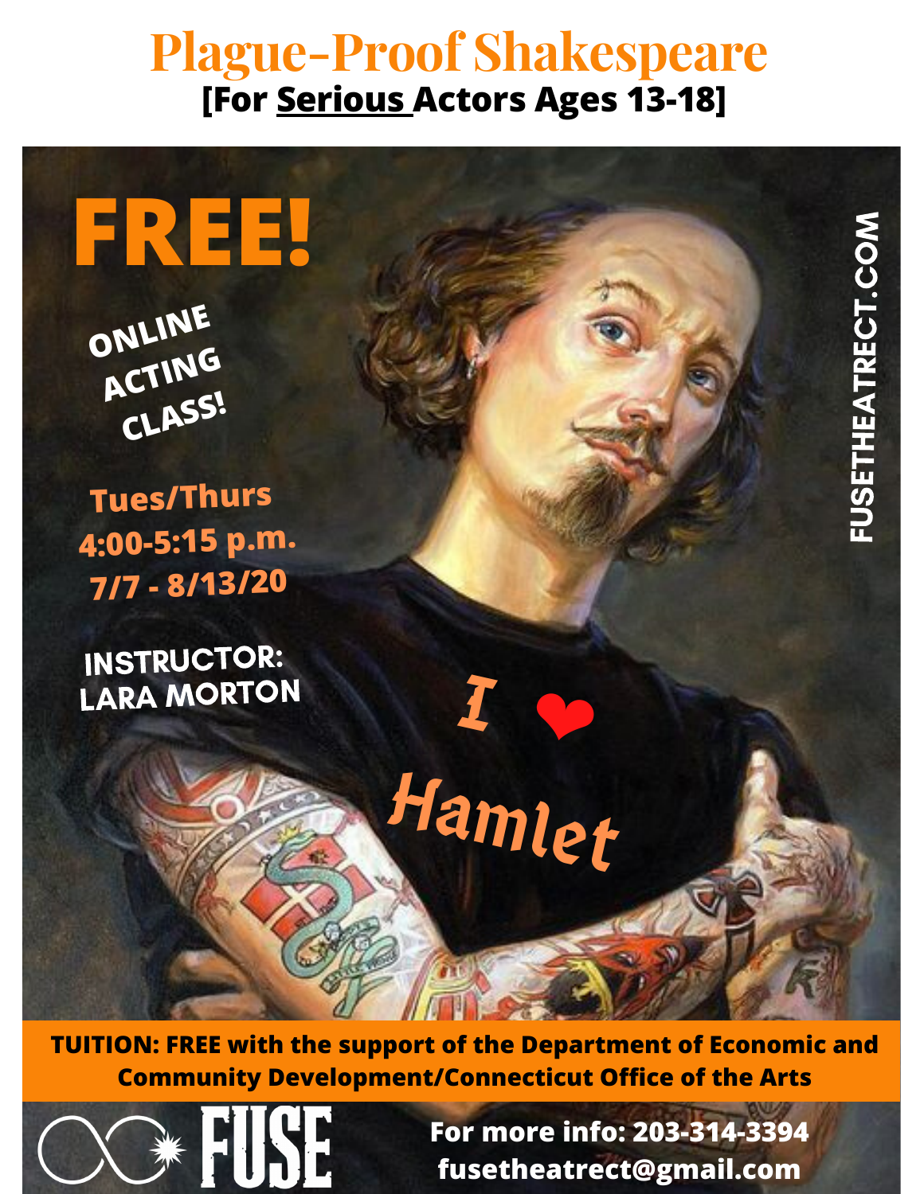# Plague-Proof Shakespeare

**[For Serious Actors Ages 13-18]**

# FREE!

**ONLINE ACTING CLASS!**

**Tues/Thurs**
**4:00-5:15 p.m.**
**7/7 - 8/13/20**

**INSTRUCTOR: LARA MORTON**

I ❤ Hamlet

FUSETHEATRECT.COM

**TUITION: FREE with the support of the Department of Economic and Community Development/Connecticut Office of the Arts**

FUSE

**For more info: 203-314-3394**
**fusetheatrect@gmail.com**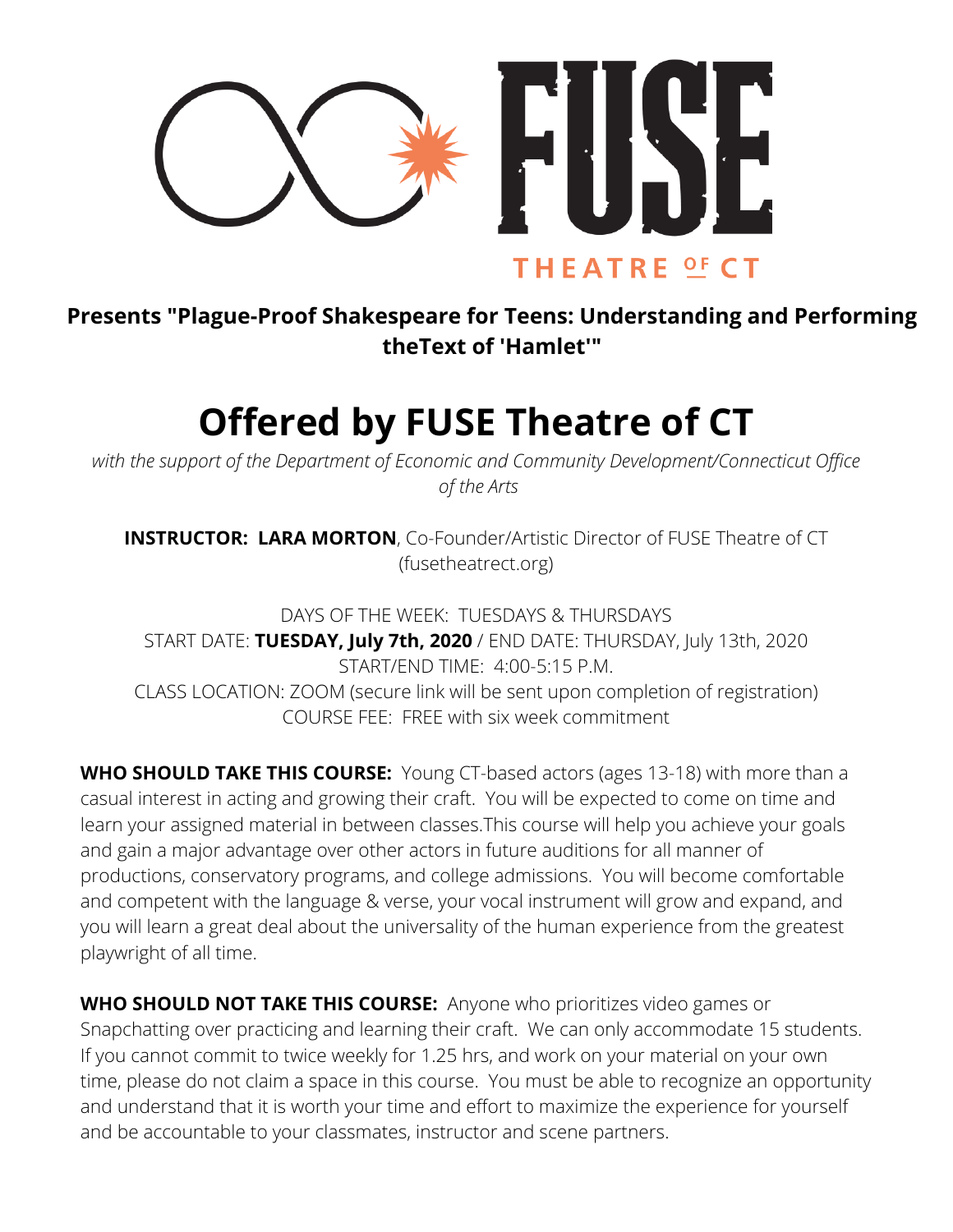**FUSE THEATRE OF CT**

**Presents "Plague-Proof Shakespeare for Teens: Understanding and Performing theText of 'Hamlet'"**

# Offered by FUSE Theatre of CT

*with the support of the Department of Economic and Community Development/Connecticut Office of the Arts*

**INSTRUCTOR: LARA MORTON**, Co-Founder/Artistic Director of FUSE Theatre of CT (fusetheatrect.org)

DAYS OF THE WEEK: TUESDAYS & THURSDAYS
START DATE: **TUESDAY, July 7th, 2020** / END DATE: THURSDAY, July 13th, 2020
START/END TIME: 4:00-5:15 P.M.
CLASS LOCATION: ZOOM (secure link will be sent upon completion of registration)
COURSE FEE: FREE with six week commitment

**WHO SHOULD TAKE THIS COURSE:** Young CT-based actors (ages 13-18) with more than a casual interest in acting and growing their craft. You will be expected to come on time and learn your assigned material in between classes.This course will help you achieve your goals and gain a major advantage over other actors in future auditions for all manner of productions, conservatory programs, and college admissions. You will become comfortable and competent with the language & verse, your vocal instrument will grow and expand, and you will learn a great deal about the universality of the human experience from the greatest playwright of all time.

**WHO SHOULD NOT TAKE THIS COURSE:** Anyone who prioritizes video games or Snapchatting over practicing and learning their craft. We can only accommodate 15 students. If you cannot commit to twice weekly for 1.25 hrs, and work on your material on your own time, please do not claim a space in this course. You must be able to recognize an opportunity and understand that it is worth your time and effort to maximize the experience for yourself and be accountable to your classmates, instructor and scene partners.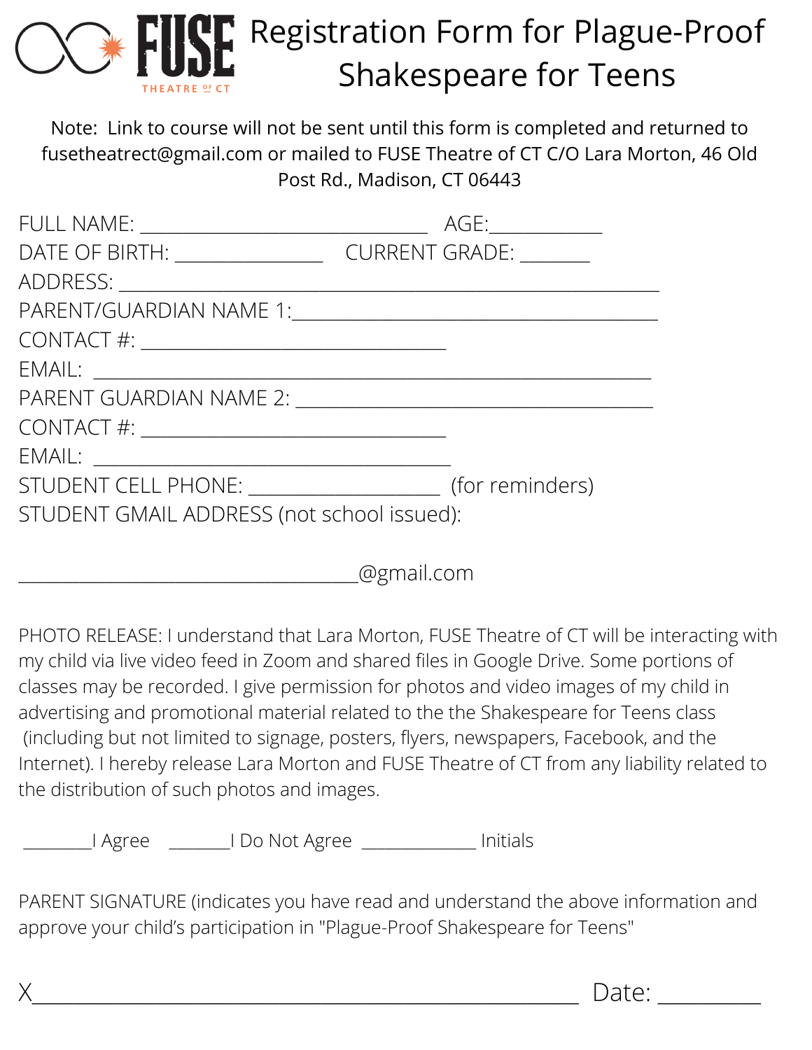FUSE THEATRE OF CT

# Registration Form for Plague-Proof Shakespeare for Teens

Note: Link to course will not be sent until this form is completed and returned to fusetheatrect@gmail.com or mailed to FUSE Theatre of CT C/O Lara Morton, 46 Old Post Rd., Madison, CT 06443

FULL NAME: ______________________________ AGE:___________

DATE OF BIRTH: _______________ CURRENT GRADE: _______

ADDRESS: ________________________________________________________

PARENT/GUARDIAN NAME 1:______________________________________

CONTACT #: ________________________________

EMAIL: ___________________________________________________________

PARENT GUARDIAN NAME 2: _____________________________________

CONTACT #: ________________________________

EMAIL: ______________________________________

STUDENT CELL PHONE: ____________________ (for reminders)

STUDENT GMAIL ADDRESS (not school issued):

____________________________________@gmail.com

PHOTO RELEASE: I understand that Lara Morton, FUSE Theatre of CT will be interacting with my child via live video feed in Zoom and shared files in Google Drive. Some portions of classes may be recorded. I give permission for photos and video images of my child in advertising and promotional material related to the the Shakespeare for Teens class (including but not limited to signage, posters, flyers, newspapers, Facebook, and the Internet). I hereby release Lara Morton and FUSE Theatre of CT from any liability related to the distribution of such photos and images.

________I Agree _______I Do Not Agree _____________ Initials

PARENT SIGNATURE (indicates you have read and understand the above information and approve your child's participation in "Plague-Proof Shakespeare for Teens"

X_____________________________________________________ Date: _________